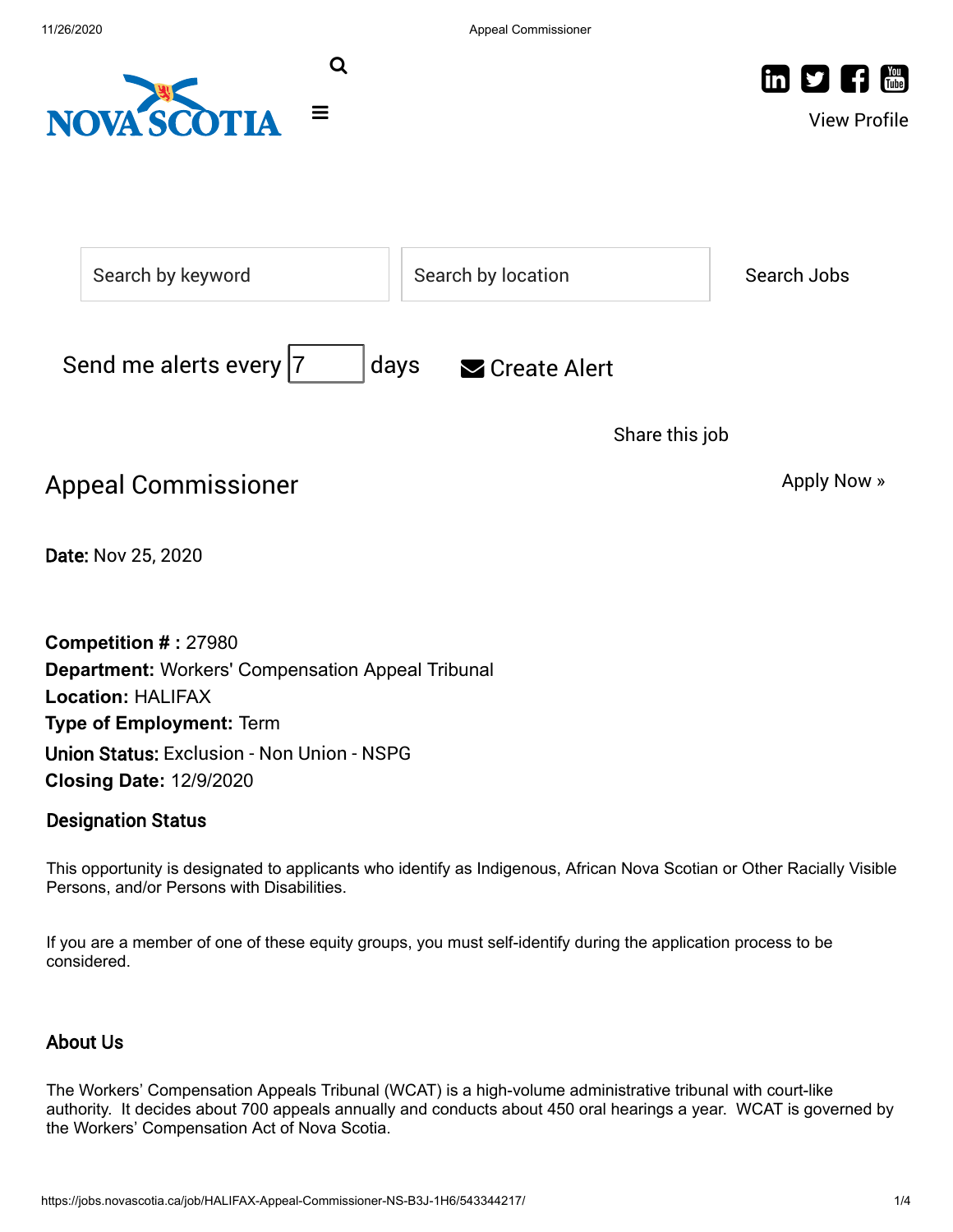Search by keyword

Search by location

Search Jobs

Send me alerts every 7 days

Create Alert

Share this job

# Appeal Commissioner

Apply Now »

**Date:** Nov 25, 2020

**Competition # :** 27980
**Department:** Workers' Compensation Appeal Tribunal
**Location:** HALIFAX
**Type of Employment:** Term
**Union Status:** Exclusion - Non Union - NSPG
**Closing Date:** 12/9/2020

## Designation Status

This opportunity is designated to applicants who identify as Indigenous, African Nova Scotian or Other Racially Visible Persons, and/or Persons with Disabilities.

If you are a member of one of these equity groups, you must self-identify during the application process to be considered.

## About Us

The Workers' Compensation Appeals Tribunal (WCAT) is a high-volume administrative tribunal with court-like authority. It decides about 700 appeals annually and conducts about 450 oral hearings a year. WCAT is governed by the Workers' Compensation Act of Nova Scotia.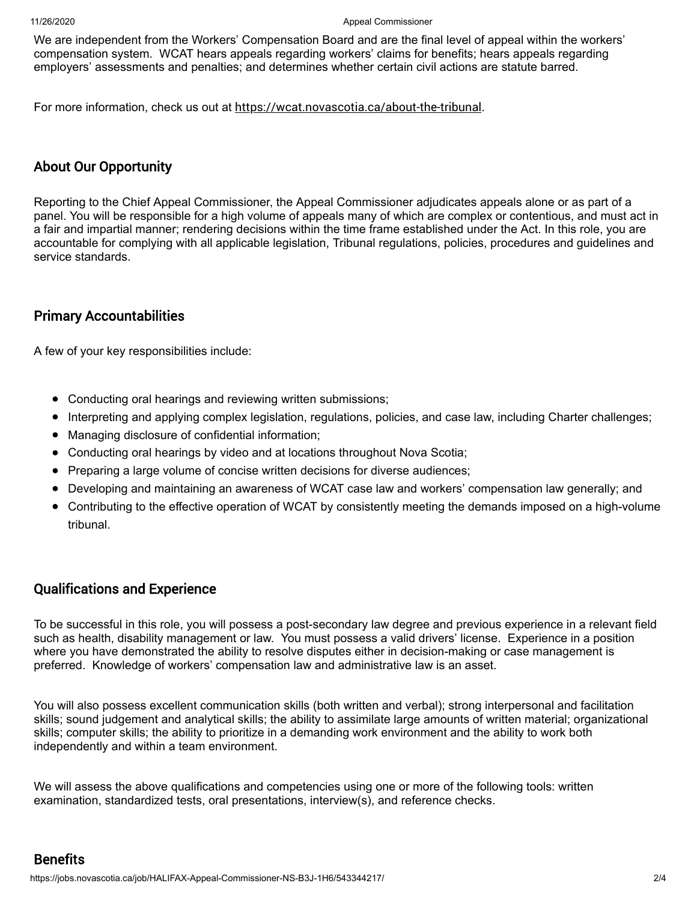We are independent from the Workers' Compensation Board and are the final level of appeal within the workers' compensation system. WCAT hears appeals regarding workers' claims for benefits; hears appeals regarding employers' assessments and penalties; and determines whether certain civil actions are statute barred.

For more information, check us out at https://wcat.novascotia.ca/about-the-tribunal.

## About Our Opportunity

Reporting to the Chief Appeal Commissioner, the Appeal Commissioner adjudicates appeals alone or as part of a panel. You will be responsible for a high volume of appeals many of which are complex or contentious, and must act in a fair and impartial manner; rendering decisions within the time frame established under the Act. In this role, you are accountable for complying with all applicable legislation, Tribunal regulations, policies, procedures and guidelines and service standards.

## Primary Accountabilities

A few of your key responsibilities include:

- Conducting oral hearings and reviewing written submissions;
- Interpreting and applying complex legislation, regulations, policies, and case law, including Charter challenges;
- Managing disclosure of confidential information;
- Conducting oral hearings by video and at locations throughout Nova Scotia;
- Preparing a large volume of concise written decisions for diverse audiences;
- Developing and maintaining an awareness of WCAT case law and workers' compensation law generally; and
- Contributing to the effective operation of WCAT by consistently meeting the demands imposed on a high-volume tribunal.

## Qualifications and Experience

To be successful in this role, you will possess a post-secondary law degree and previous experience in a relevant field such as health, disability management or law. You must possess a valid drivers' license. Experience in a position where you have demonstrated the ability to resolve disputes either in decision-making or case management is preferred. Knowledge of workers' compensation law and administrative law is an asset.

You will also possess excellent communication skills (both written and verbal); strong interpersonal and facilitation skills; sound judgement and analytical skills; the ability to assimilate large amounts of written material; organizational skills; computer skills; the ability to prioritize in a demanding work environment and the ability to work both independently and within a team environment.

We will assess the above qualifications and competencies using one or more of the following tools: written examination, standardized tests, oral presentations, interview(s), and reference checks.

## Benefits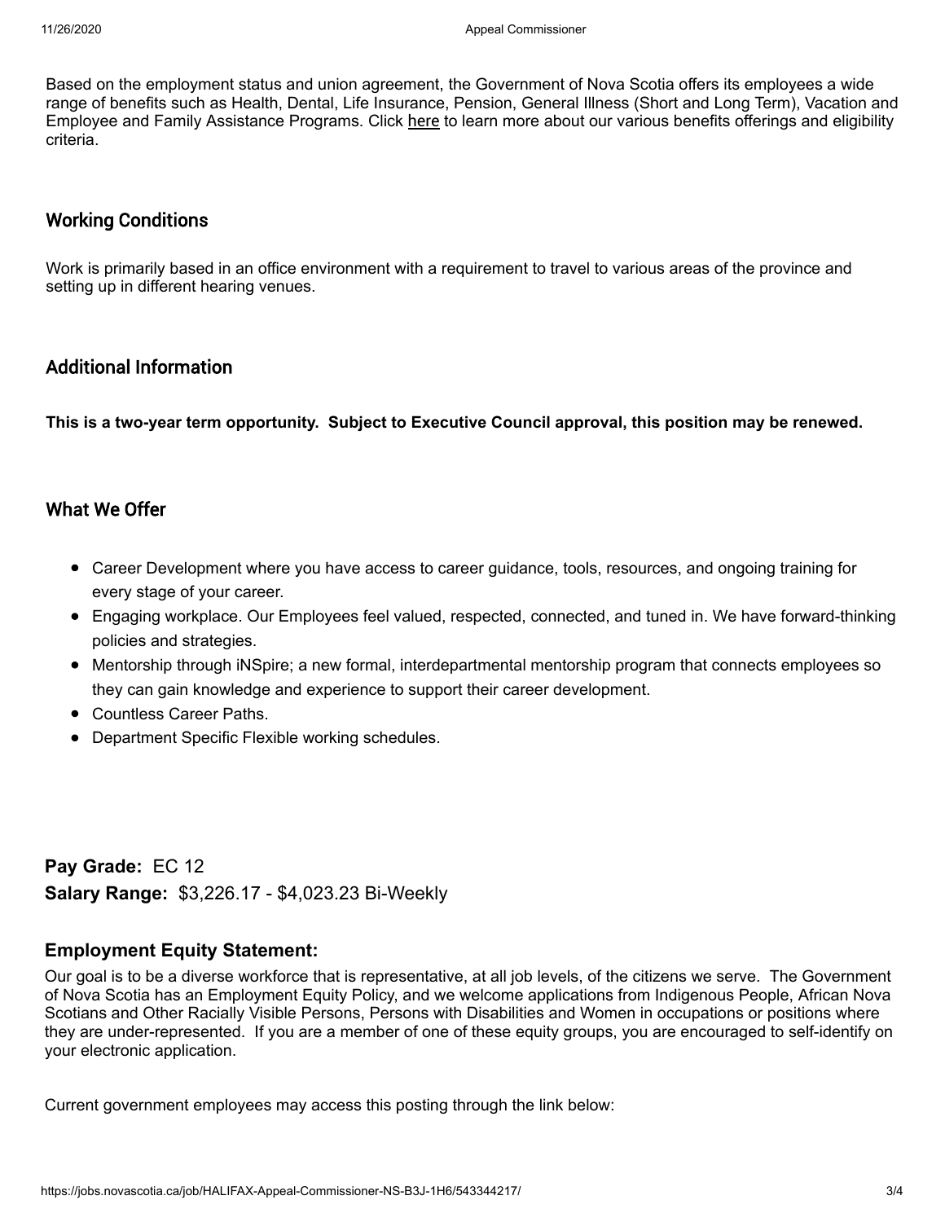Based on the employment status and union agreement, the Government of Nova Scotia offers its employees a wide range of benefits such as Health, Dental, Life Insurance, Pension, General Illness (Short and Long Term), Vacation and Employee and Family Assistance Programs. Click here to learn more about our various benefits offerings and eligibility criteria.

## Working Conditions

Work is primarily based in an office environment with a requirement to travel to various areas of the province and setting up in different hearing venues.

## Additional Information

**This is a two-year term opportunity. Subject to Executive Council approval, this position may be renewed.**

## What We Offer

- Career Development where you have access to career guidance, tools, resources, and ongoing training for every stage of your career.
- Engaging workplace. Our Employees feel valued, respected, connected, and tuned in. We have forward-thinking policies and strategies.
- Mentorship through iNSpire; a new formal, interdepartmental mentorship program that connects employees so they can gain knowledge and experience to support their career development.
- Countless Career Paths.
- Department Specific Flexible working schedules.

**Pay Grade:** EC 12

**Salary Range:** $3,226.17 - $4,023.23 Bi-Weekly

### Employment Equity Statement:

Our goal is to be a diverse workforce that is representative, at all job levels, of the citizens we serve. The Government of Nova Scotia has an Employment Equity Policy, and we welcome applications from Indigenous People, African Nova Scotians and Other Racially Visible Persons, Persons with Disabilities and Women in occupations or positions where they are under-represented. If you are a member of one of these equity groups, you are encouraged to self-identify on your electronic application.

Current government employees may access this posting through the link below: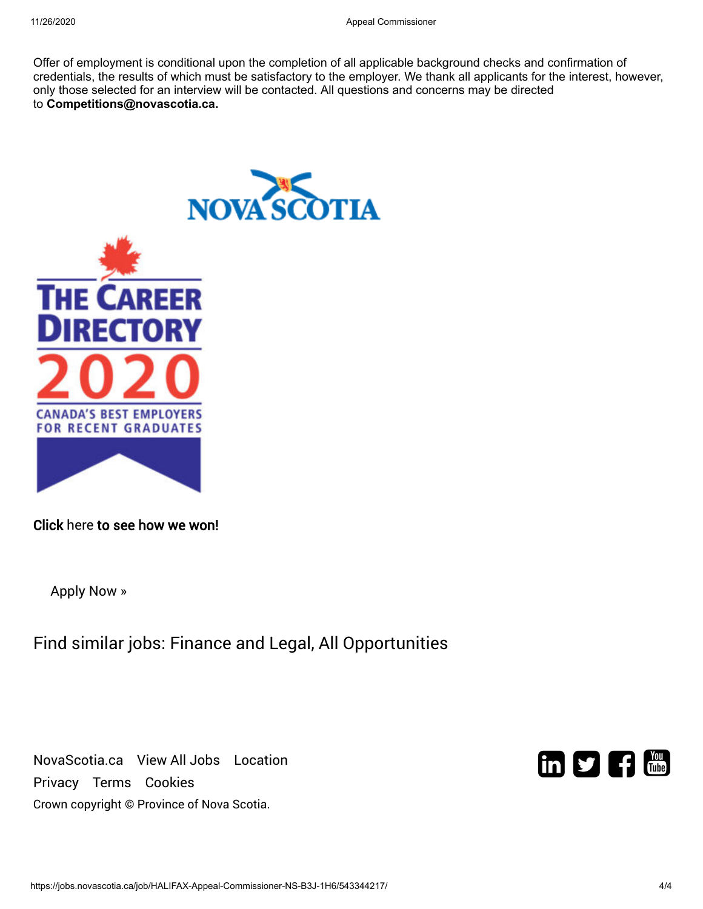Offer of employment is conditional upon the completion of all applicable background checks and confirmation of credentials, the results of which must be satisfactory to the employer. We thank all applicants for the interest, however, only those selected for an interview will be contacted. All questions and concerns may be directed to **Competitions@novascotia.ca.**

**Click** here **to see how we won!**

Apply Now »

Find similar jobs: Finance and Legal, All Opportunities

NovaScotia.ca View All Jobs Location

Privacy Terms Cookies

Crown copyright © Province of Nova Scotia.